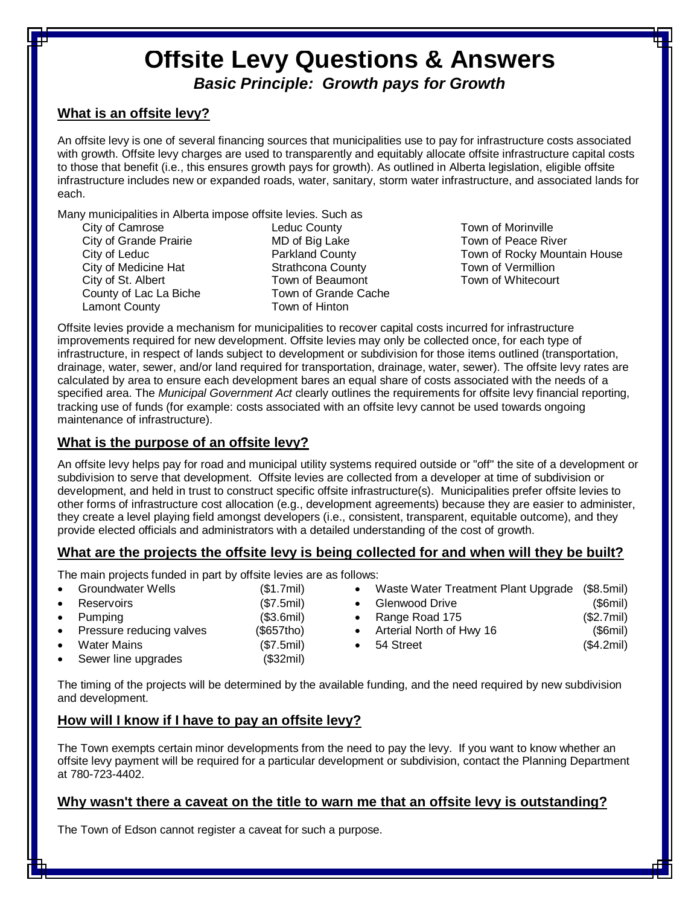# Offsite Levy Questions & Answers

***Basic Principle: Growth pays for Growth***

## What is an offsite levy?

An offsite levy is one of several financing sources that municipalities use to pay for infrastructure costs associated with growth. Offsite levy charges are used to transparently and equitably allocate offsite infrastructure capital costs to those that benefit (i.e., this ensures growth pays for growth). As outlined in Alberta legislation, eligible offsite infrastructure includes new or expanded roads, water, sanitary, storm water infrastructure, and associated lands for each.

Many municipalities in Alberta impose offsite levies. Such as

- City of Camrose
- City of Grande Prairie
- City of Leduc
- City of Medicine Hat
- City of St. Albert
- County of Lac La Biche
- Lamont County
- Leduc County
- MD of Big Lake
- Parkland County
- Strathcona County
- Town of Beaumont
- Town of Grande Cache
- Town of Hinton
- Town of Morinville
- Town of Peace River
- Town of Rocky Mountain House
- Town of Vermillion
- Town of Whitecourt

Offsite levies provide a mechanism for municipalities to recover capital costs incurred for infrastructure improvements required for new development. Offsite levies may only be collected once, for each type of infrastructure, in respect of lands subject to development or subdivision for those items outlined (transportation, drainage, water, sewer, and/or land required for transportation, drainage, water, sewer). The offsite levy rates are calculated by area to ensure each development bares an equal share of costs associated with the needs of a specified area. The *Municipal Government Act* clearly outlines the requirements for offsite levy financial reporting, tracking use of funds (for example: costs associated with an offsite levy cannot be used towards ongoing maintenance of infrastructure).

## What is the purpose of an offsite levy?

An offsite levy helps pay for road and municipal utility systems required outside or "off" the site of a development or subdivision to serve that development. Offsite levies are collected from a developer at time of subdivision or development, and held in trust to construct specific offsite infrastructure(s). Municipalities prefer offsite levies to other forms of infrastructure cost allocation (e.g., development agreements) because they are easier to administer, they create a level playing field amongst developers (i.e., consistent, transparent, equitable outcome), and they provide elected officials and administrators with a detailed understanding of the cost of growth.

## What are the projects the offsite levy is being collected for and when will they be built?

The main projects funded in part by offsite levies are as follows:

- Groundwater Wells ($1.7mil)
- Reservoirs ($7.5mil)
- Pumping ($3.6mil)
- Pressure reducing valves ($657tho)
- Water Mains ($7.5mil)
- Sewer line upgrades ($32mil)
- Waste Water Treatment Plant Upgrade ($8.5mil)
- Glenwood Drive ($6mil)
- Range Road 175 ($2.7mil)
- Arterial North of Hwy 16 ($6mil)
- 54 Street ($4.2mil)

The timing of the projects will be determined by the available funding, and the need required by new subdivision and development.

## How will I know if I have to pay an offsite levy?

The Town exempts certain minor developments from the need to pay the levy. If you want to know whether an offsite levy payment will be required for a particular development or subdivision, contact the Planning Department at 780-723-4402.

## Why wasn't there a caveat on the title to warn me that an offsite levy is outstanding?

The Town of Edson cannot register a caveat for such a purpose.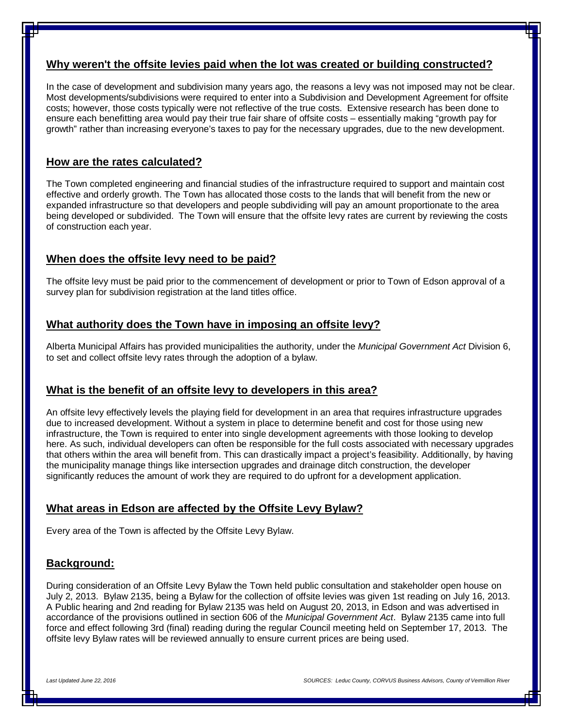## Why weren't the offsite levies paid when the lot was created or building constructed?

In the case of development and subdivision many years ago, the reasons a levy was not imposed may not be clear. Most developments/subdivisions were required to enter into a Subdivision and Development Agreement for offsite costs; however, those costs typically were not reflective of the true costs. Extensive research has been done to ensure each benefitting area would pay their true fair share of offsite costs – essentially making "growth pay for growth" rather than increasing everyone's taxes to pay for the necessary upgrades, due to the new development.

## How are the rates calculated?

The Town completed engineering and financial studies of the infrastructure required to support and maintain cost effective and orderly growth. The Town has allocated those costs to the lands that will benefit from the new or expanded infrastructure so that developers and people subdividing will pay an amount proportionate to the area being developed or subdivided. The Town will ensure that the offsite levy rates are current by reviewing the costs of construction each year.

## When does the offsite levy need to be paid?

The offsite levy must be paid prior to the commencement of development or prior to Town of Edson approval of a survey plan for subdivision registration at the land titles office.

## What authority does the Town have in imposing an offsite levy?

Alberta Municipal Affairs has provided municipalities the authority, under the *Municipal Government Act* Division 6, to set and collect offsite levy rates through the adoption of a bylaw.

## What is the benefit of an offsite levy to developers in this area?

An offsite levy effectively levels the playing field for development in an area that requires infrastructure upgrades due to increased development. Without a system in place to determine benefit and cost for those using new infrastructure, the Town is required to enter into single development agreements with those looking to develop here. As such, individual developers can often be responsible for the full costs associated with necessary upgrades that others within the area will benefit from. This can drastically impact a project's feasibility. Additionally, by having the municipality manage things like intersection upgrades and drainage ditch construction, the developer significantly reduces the amount of work they are required to do upfront for a development application.

## What areas in Edson are affected by the Offsite Levy Bylaw?

Every area of the Town is affected by the Offsite Levy Bylaw.

## Background:

During consideration of an Offsite Levy Bylaw the Town held public consultation and stakeholder open house on July 2, 2013. Bylaw 2135, being a Bylaw for the collection of offsite levies was given 1st reading on July 16, 2013. A Public hearing and 2nd reading for Bylaw 2135 was held on August 20, 2013, in Edson and was advertised in accordance of the provisions outlined in section 606 of the *Municipal Government Act*. Bylaw 2135 came into full force and effect following 3rd (final) reading during the regular Council meeting held on September 17, 2013. The offsite levy Bylaw rates will be reviewed annually to ensure current prices are being used.

*Last Updated June 22, 2016*

*SOURCES: Leduc County, CORVUS Business Advisors, County of Vermillion River*